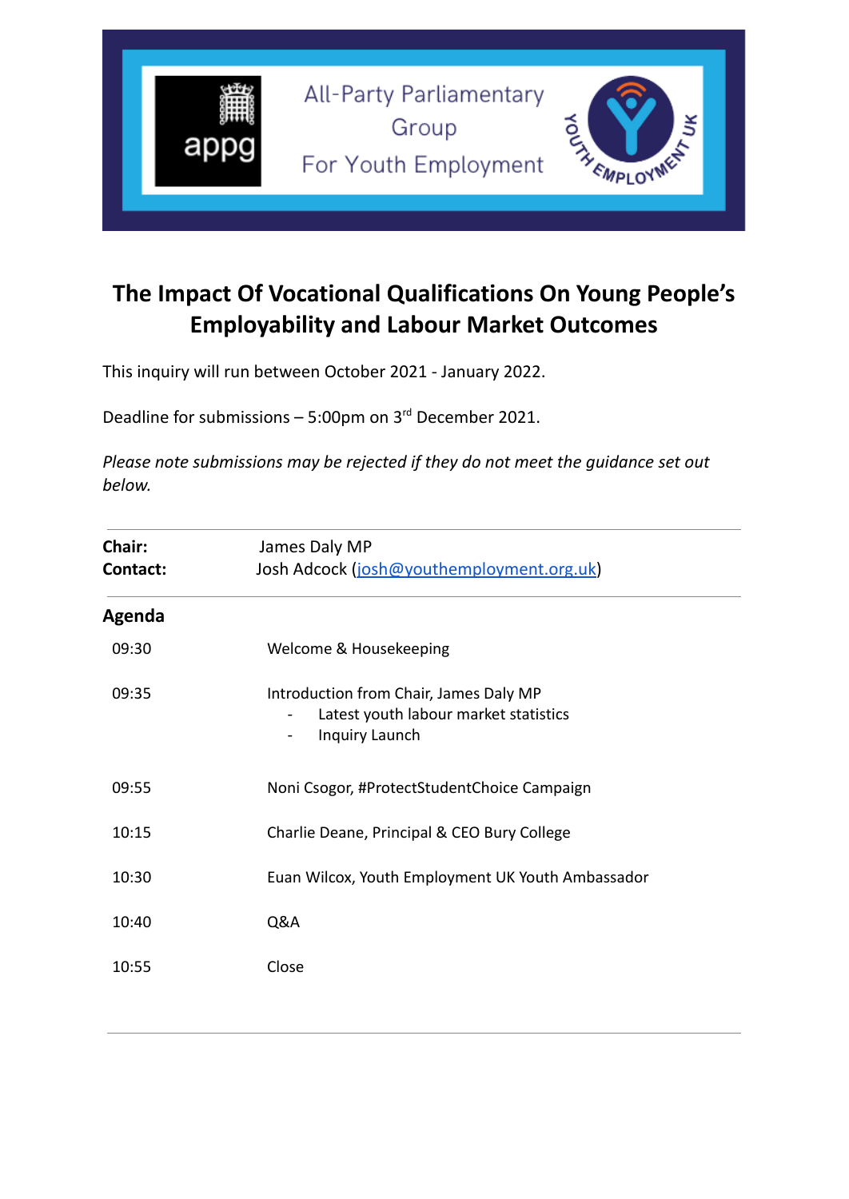All-Party Parliamentary Group For Youth Employment

# The Impact Of Vocational Qualifications On Young People's Employability and Labour Market Outcomes

This inquiry will run between October 2021 - January 2022.

Deadline for submissions – 5:00pm on 3rd December 2021.

*Please note submissions may be rejected if they do not meet the guidance set out below.*

**Chair:** James Daly MP
**Contact:** Josh Adcock (josh@youthemployment.org.uk)

## Agenda

| | |
|---|---|
| 09:30 | Welcome & Housekeeping |
| 09:35 | Introduction from Chair, James Daly MP<br>- Latest youth labour market statistics<br>- Inquiry Launch |
| 09:55 | Noni Csogor, #ProtectStudentChoice Campaign |
| 10:15 | Charlie Deane, Principal & CEO Bury College |
| 10:30 | Euan Wilcox, Youth Employment UK Youth Ambassador |
| 10:40 | Q&A |
| 10:55 | Close |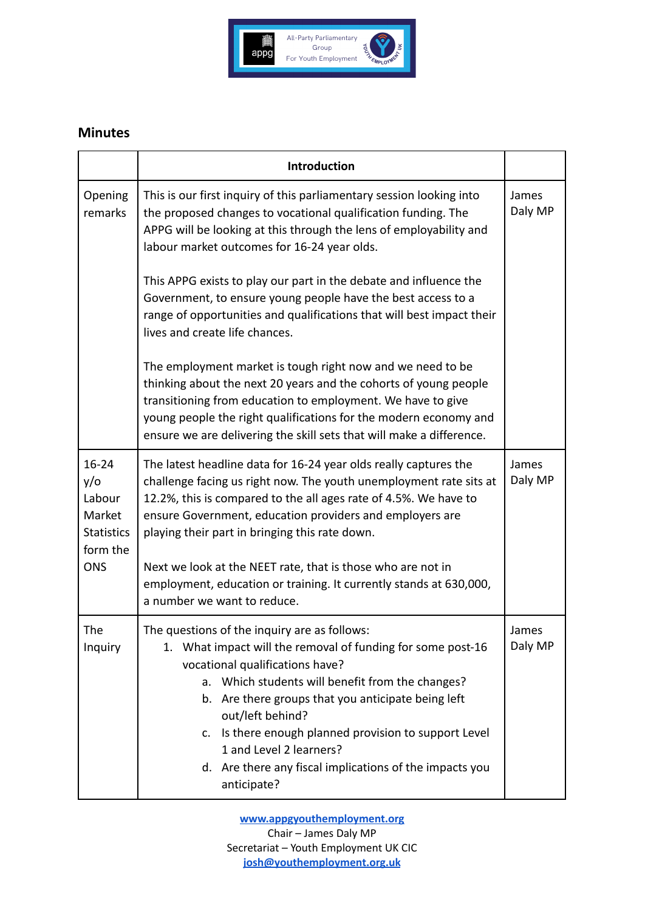## Minutes

| | Introduction | |
|---|---|---|
| Opening remarks | This is our first inquiry of this parliamentary session looking into the proposed changes to vocational qualification funding. The APPG will be looking at this through the lens of employability and labour market outcomes for 16-24 year olds.<br><br>This APPG exists to play our part in the debate and influence the Government, to ensure young people have the best access to a range of opportunities and qualifications that will best impact their lives and create life chances.<br><br>The employment market is tough right now and we need to be thinking about the next 20 years and the cohorts of young people transitioning from education to employment. We have to give young people the right qualifications for the modern economy and ensure we are delivering the skill sets that will make a difference. | James Daly MP |
| 16-24 y/o Labour Market Statistics form the ONS | The latest headline data for 16-24 year olds really captures the challenge facing us right now. The youth unemployment rate sits at 12.2%, this is compared to the all ages rate of 4.5%. We have to ensure Government, education providers and employers are playing their part in bringing this rate down.<br><br>Next we look at the NEET rate, that is those who are not in employment, education or training. It currently stands at 630,000, a number we want to reduce. | James Daly MP |
| The Inquiry | The questions of the inquiry are as follows:<br>1. What impact will the removal of funding for some post-16 vocational qualifications have?<br>a. Which students will benefit from the changes?<br>b. Are there groups that you anticipate being left out/left behind?<br>c. Is there enough planned provision to support Level 1 and Level 2 learners?<br>d. Are there any fiscal implications of the impacts you anticipate? | James Daly MP |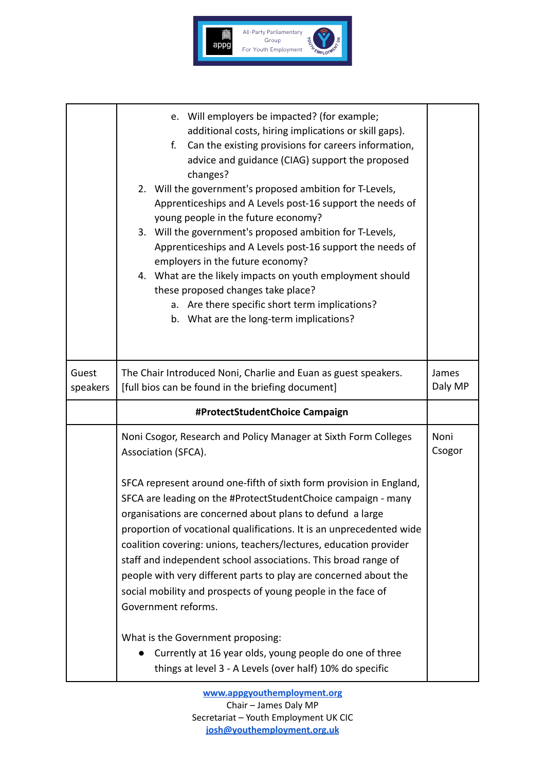| | | |
|---|---|---|
| | e. Will employers be impacted? (for example; additional costs, hiring implications or skill gaps).<br>f. Can the existing provisions for careers information, advice and guidance (CIAG) support the proposed changes?<br>2. Will the government's proposed ambition for T-Levels, Apprenticeships and A Levels post-16 support the needs of young people in the future economy?<br>3. Will the government's proposed ambition for T-Levels, Apprenticeships and A Levels post-16 support the needs of employers in the future economy?<br>4. What are the likely impacts on youth employment should these proposed changes take place?<br>a. Are there specific short term implications?<br>b. What are the long-term implications? | |
| Guest speakers | The Chair Introduced Noni, Charlie and Euan as guest speakers. [full bios can be found in the briefing document] | James Daly MP |
| | **#ProtectStudentChoice Campaign** | |
| | Noni Csogor, Research and Policy Manager at Sixth Form Colleges Association (SFCA).<br><br>SFCA represent around one-fifth of sixth form provision in England, SFCA are leading on the #ProtectStudentChoice campaign - many organisations are concerned about plans to defund a large proportion of vocational qualifications. It is an unprecedented wide coalition covering: unions, teachers/lectures, education provider staff and independent school associations. This broad range of people with very different parts to play are concerned about the social mobility and prospects of young people in the face of Government reforms.<br><br>What is the Government proposing:<br>● Currently at 16 year olds, young people do one of three things at level 3 - A Levels (over half) 10% do specific | Noni Csogor |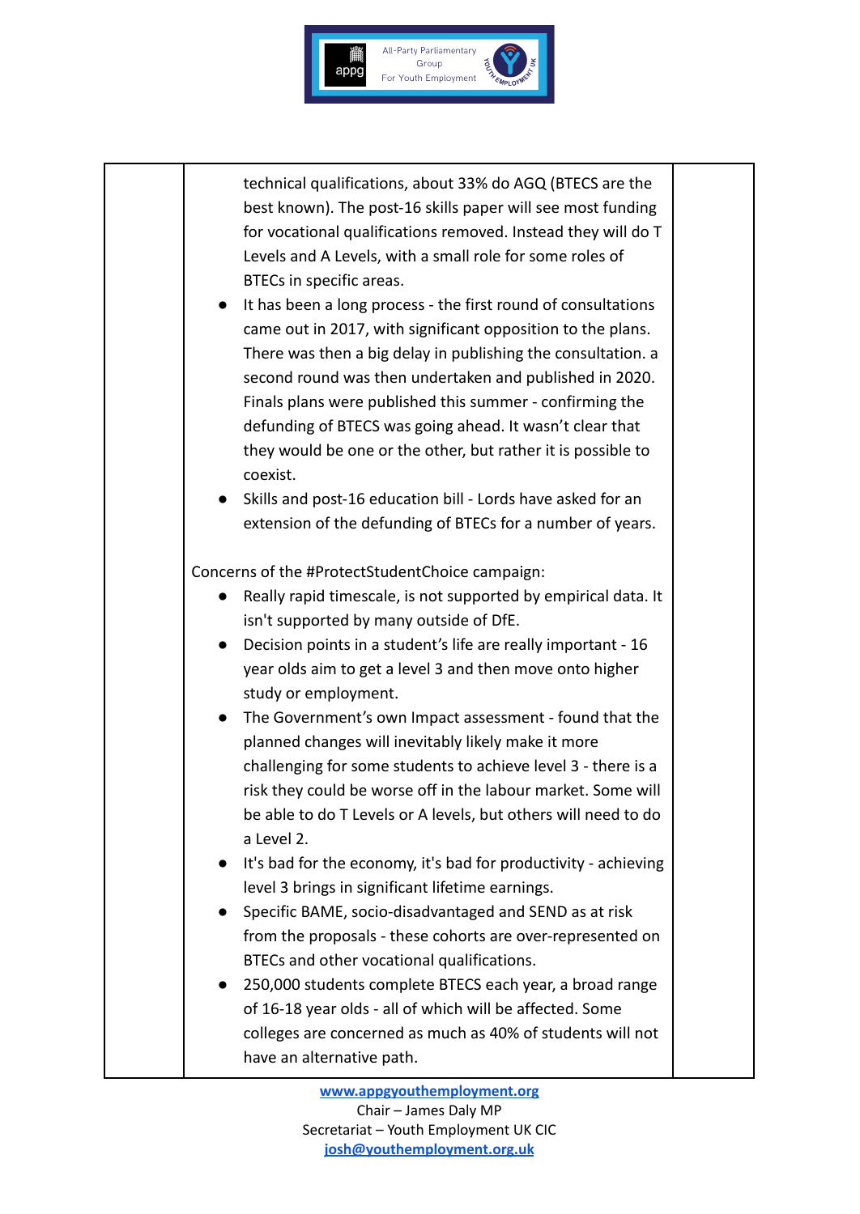| | technical qualifications, about 33% do AGQ (BTECS are the best known). The post-16 skills paper will see most funding for vocational qualifications removed. Instead they will do T Levels and A Levels, with a small role for some roles of BTECs in specific areas.<br>● It has been a long process - the first round of consultations came out in 2017, with significant opposition to the plans. There was then a big delay in publishing the consultation. a second round was then undertaken and published in 2020. Finals plans were published this summer - confirming the defunding of BTECS was going ahead. It wasn't clear that they would be one or the other, but rather it is possible to coexist.<br>● Skills and post-16 education bill - Lords have asked for an extension of the defunding of BTECs for a number of years.<br><br>Concerns of the #ProtectStudentChoice campaign:<br>● Really rapid timescale, is not supported by empirical data. It isn't supported by many outside of DfE.<br>● Decision points in a student's life are really important - 16 year olds aim to get a level 3 and then move onto higher study or employment.<br>● The Government's own Impact assessment - found that the planned changes will inevitably likely make it more challenging for some students to achieve level 3 - there is a risk they could be worse off in the labour market. Some will be able to do T Levels or A levels, but others will need to do a Level 2.<br>● It's bad for the economy, it's bad for productivity - achieving level 3 brings in significant lifetime earnings.<br>● Specific BAME, socio-disadvantaged and SEND as at risk from the proposals - these cohorts are over-represented on BTECs and other vocational qualifications.<br>● 250,000 students complete BTECS each year, a broad range of 16-18 year olds - all of which will be affected. Some colleges are concerned as much as 40% of students will not have an alternative path. | |
|---|---|---|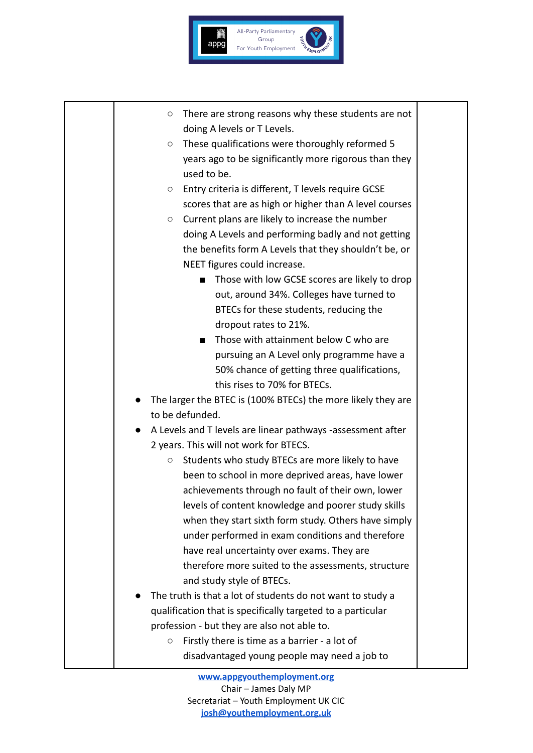| | | |
|---|---|---|
| | ◦ There are strong reasons why these students are not doing A levels or T Levels.<br>◦ These qualifications were thoroughly reformed 5 years ago to be significantly more rigorous than they used to be.<br>◦ Entry criteria is different, T levels require GCSE scores that are as high or higher than A level courses<br>◦ Current plans are likely to increase the number doing A Levels and performing badly and not getting the benefits form A Levels that they shouldn't be, or NEET figures could increase.<br>&nbsp;&nbsp;&nbsp;&nbsp;▪ Those with low GCSE scores are likely to drop out, around 34%. Colleges have turned to BTECs for these students, reducing the dropout rates to 21%.<br>&nbsp;&nbsp;&nbsp;&nbsp;▪ Those with attainment below C who are pursuing an A Level only programme have a 50% chance of getting three qualifications, this rises to 70% for BTECs.<br>• The larger the BTEC is (100% BTECs) the more likely they are to be defunded.<br>• A Levels and T levels are linear pathways -assessment after 2 years. This will not work for BTECS.<br>&nbsp;&nbsp;&nbsp;&nbsp;◦ Students who study BTECs are more likely to have been to school in more deprived areas, have lower achievements through no fault of their own, lower levels of content knowledge and poorer study skills when they start sixth form study. Others have simply under performed in exam conditions and therefore have real uncertainty over exams. They are therefore more suited to the assessments, structure and study style of BTECs.<br>• The truth is that a lot of students do not want to study a qualification that is specifically targeted to a particular profession - but they are also not able to.<br>&nbsp;&nbsp;&nbsp;&nbsp;◦ Firstly there is time as a barrier - a lot of disadvantaged young people may need a job to | |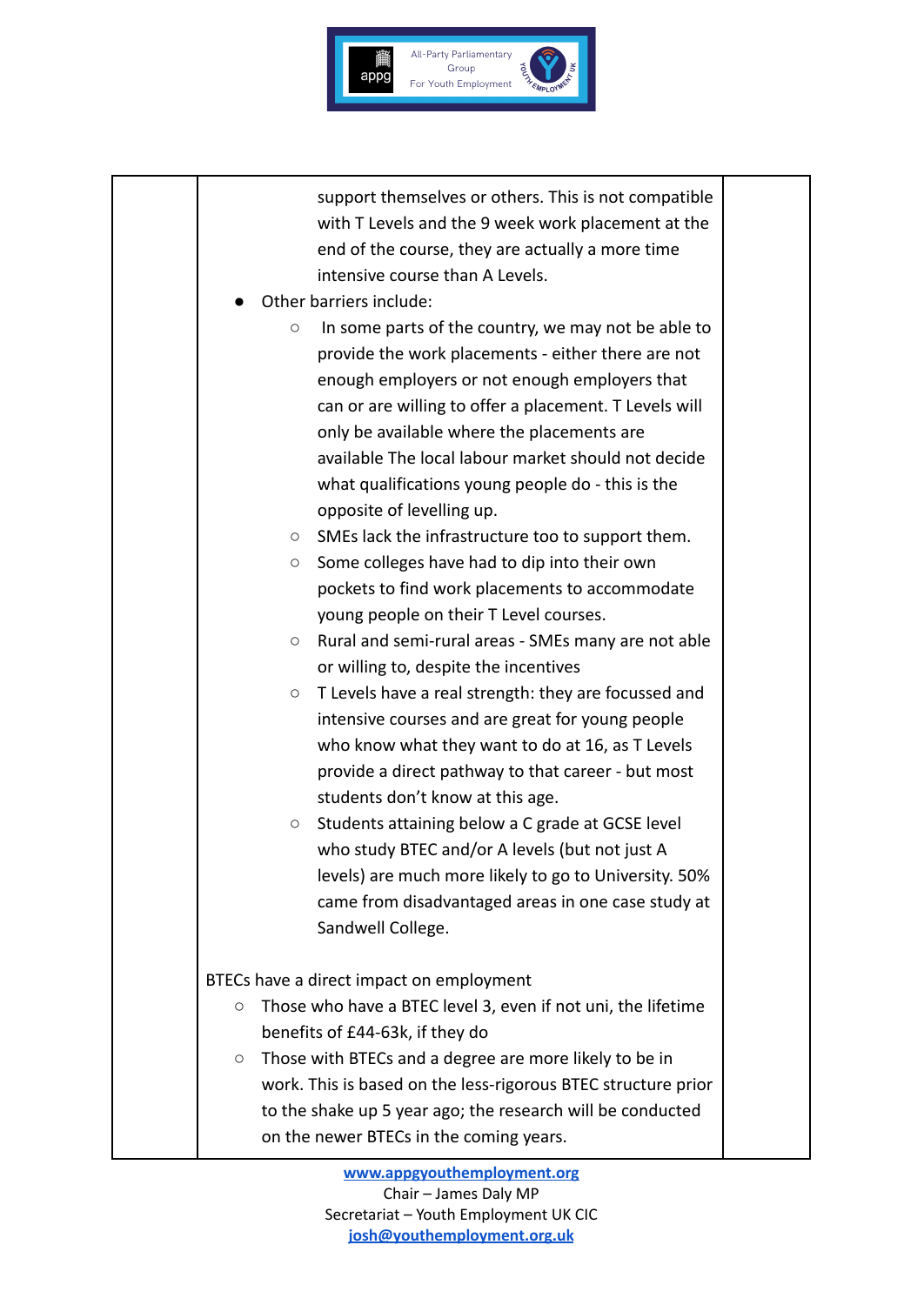| | | |
|---|---|---|
| | support themselves or others. This is not compatible with T Levels and the 9 week work placement at the end of the course, they are actually a more time intensive course than A Levels.<br><br>● Other barriers include:<br>&nbsp;&nbsp;&nbsp;&nbsp;○ In some parts of the country, we may not be able to provide the work placements - either there are not enough employers or not enough employers that can or are willing to offer a placement. T Levels will only be available where the placements are available The local labour market should not decide what qualifications young people do - this is the opposite of levelling up.<br>&nbsp;&nbsp;&nbsp;&nbsp;○ SMEs lack the infrastructure too to support them.<br>&nbsp;&nbsp;&nbsp;&nbsp;○ Some colleges have had to dip into their own pockets to find work placements to accommodate young people on their T Level courses.<br>&nbsp;&nbsp;&nbsp;&nbsp;○ Rural and semi-rural areas - SMEs many are not able or willing to, despite the incentives<br>&nbsp;&nbsp;&nbsp;&nbsp;○ T Levels have a real strength: they are focussed and intensive courses and are great for young people who know what they want to do at 16, as T Levels provide a direct pathway to that career - but most students don't know at this age.<br>&nbsp;&nbsp;&nbsp;&nbsp;○ Students attaining below a C grade at GCSE level who study BTEC and/or A levels (but not just A levels) are much more likely to go to University. 50% came from disadvantaged areas in one case study at Sandwell College.<br><br>BTECs have a direct impact on employment<br>○ Those who have a BTEC level 3, even if not uni, the lifetime benefits of £44-63k, if they do<br>○ Those with BTECs and a degree are more likely to be in work. This is based on the less-rigorous BTEC structure prior to the shake up 5 year ago; the research will be conducted on the newer BTECs in the coming years. | |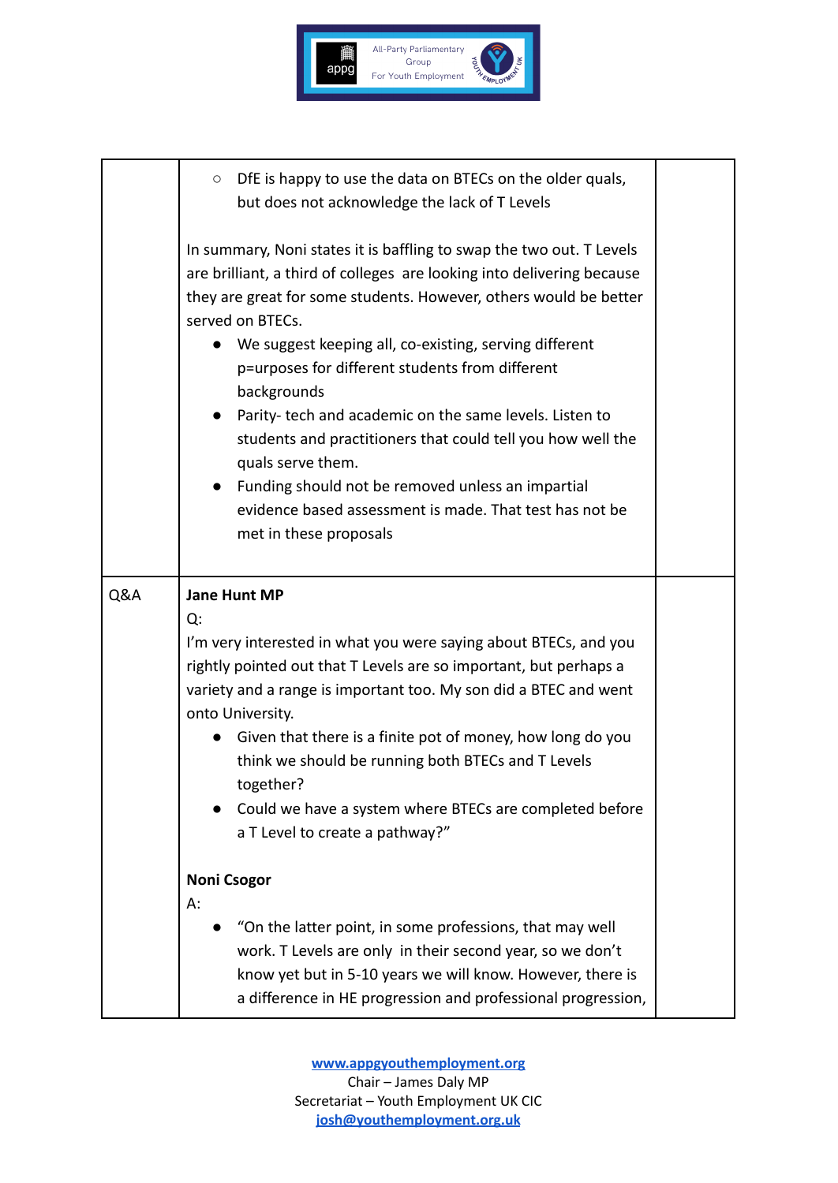| | | |
|---|---|---|
| | ○ DfE is happy to use the data on BTECs on the older quals, but does not acknowledge the lack of T Levels<br><br>In summary, Noni states it is baffling to swap the two out. T Levels are brilliant, a third of colleges are looking into delivering because they are great for some students. However, others would be better served on BTECs.<br>● We suggest keeping all, co-existing, serving different p=urposes for different students from different backgrounds<br>● Parity- tech and academic on the same levels. Listen to students and practitioners that could tell you how well the quals serve them.<br>● Funding should not be removed unless an impartial evidence based assessment is made. That test has not be met in these proposals | |
| Q&A | **Jane Hunt MP**<br>Q:<br>I'm very interested in what you were saying about BTECs, and you rightly pointed out that T Levels are so important, but perhaps a variety and a range is important too. My son did a BTEC and went onto University.<br>● Given that there is a finite pot of money, how long do you think we should be running both BTECs and T Levels together?<br>● Could we have a system where BTECs are completed before a T Level to create a pathway?"<br><br>**Noni Csogor**<br>A:<br>● "On the latter point, in some professions, that may well work. T Levels are only in their second year, so we don't know yet but in 5-10 years we will know. However, there is a difference in HE progression and professional progression, | |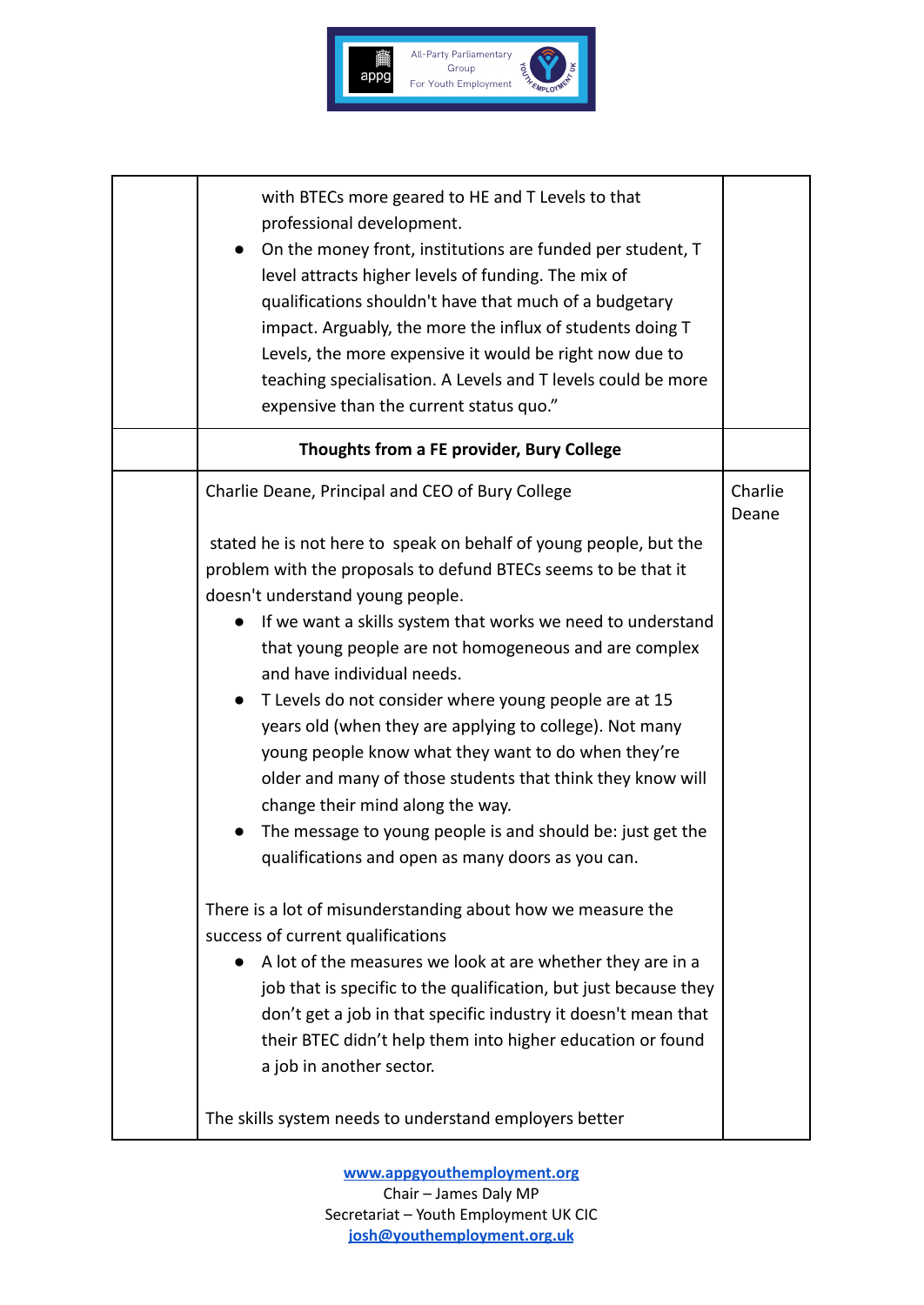| | | |
|---|---|---|
| | with BTECs more geared to HE and T Levels to that professional development.<br>● On the money front, institutions are funded per student, T level attracts higher levels of funding. The mix of qualifications shouldn't have that much of a budgetary impact. Arguably, the more the influx of students doing T Levels, the more expensive it would be right now due to teaching specialisation. A Levels and T levels could be more expensive than the current status quo.” | |
| | **Thoughts from a FE provider, Bury College** | |
| | Charlie Deane, Principal and CEO of Bury College<br><br>stated he is not here to speak on behalf of young people, but the problem with the proposals to defund BTECs seems to be that it doesn't understand young people.<br>● If we want a skills system that works we need to understand that young people are not homogeneous and are complex and have individual needs.<br>● T Levels do not consider where young people are at 15 years old (when they are applying to college). Not many young people know what they want to do when they're older and many of those students that think they know will change their mind along the way.<br>● The message to young people is and should be: just get the qualifications and open as many doors as you can.<br><br>There is a lot of misunderstanding about how we measure the success of current qualifications<br>● A lot of the measures we look at are whether they are in a job that is specific to the qualification, but just because they don't get a job in that specific industry it doesn't mean that their BTEC didn't help them into higher education or found a job in another sector.<br><br>The skills system needs to understand employers better | Charlie Deane |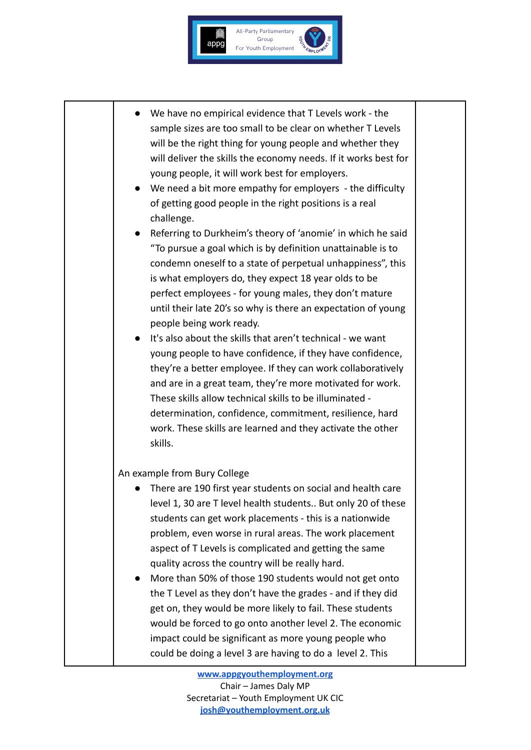| | <ul><li>We have no empirical evidence that T Levels work - the sample sizes are too small to be clear on whether T Levels will be the right thing for young people and whether they will deliver the skills the economy needs. If it works best for young people, it will work best for employers.</li><li>We need a bit more empathy for employers - the difficulty of getting good people in the right positions is a real challenge.</li><li>Referring to Durkheim's theory of 'anomie' in which he said "To pursue a goal which is by definition unattainable is to condemn oneself to a state of perpetual unhappiness", this is what employers do, they expect 18 year olds to be perfect employees - for young males, they don't mature until their late 20's so why is there an expectation of young people being work ready.</li><li>It's also about the skills that aren't technical - we want young people to have confidence, if they have confidence, they're a better employee. If they can work collaboratively and are in a great team, they're more motivated for work. These skills allow technical skills to be illuminated - determination, confidence, commitment, resilience, hard work. These skills are learned and they activate the other skills.</li></ul><br>An example from Bury College<ul><li>There are 190 first year students on social and health care level 1, 30 are T level health students.. But only 20 of these students can get work placements - this is a nationwide problem, even worse in rural areas. The work placement aspect of T Levels is complicated and getting the same quality across the country will be really hard.</li><li>More than 50% of those 190 students would not get onto the T Level as they don't have the grades - and if they did get on, they would be more likely to fail. These students would be forced to go onto another level 2. The economic impact could be significant as more young people who could be doing a level 3 are having to do a level 2. This</li></ul> | |
|---|---|---|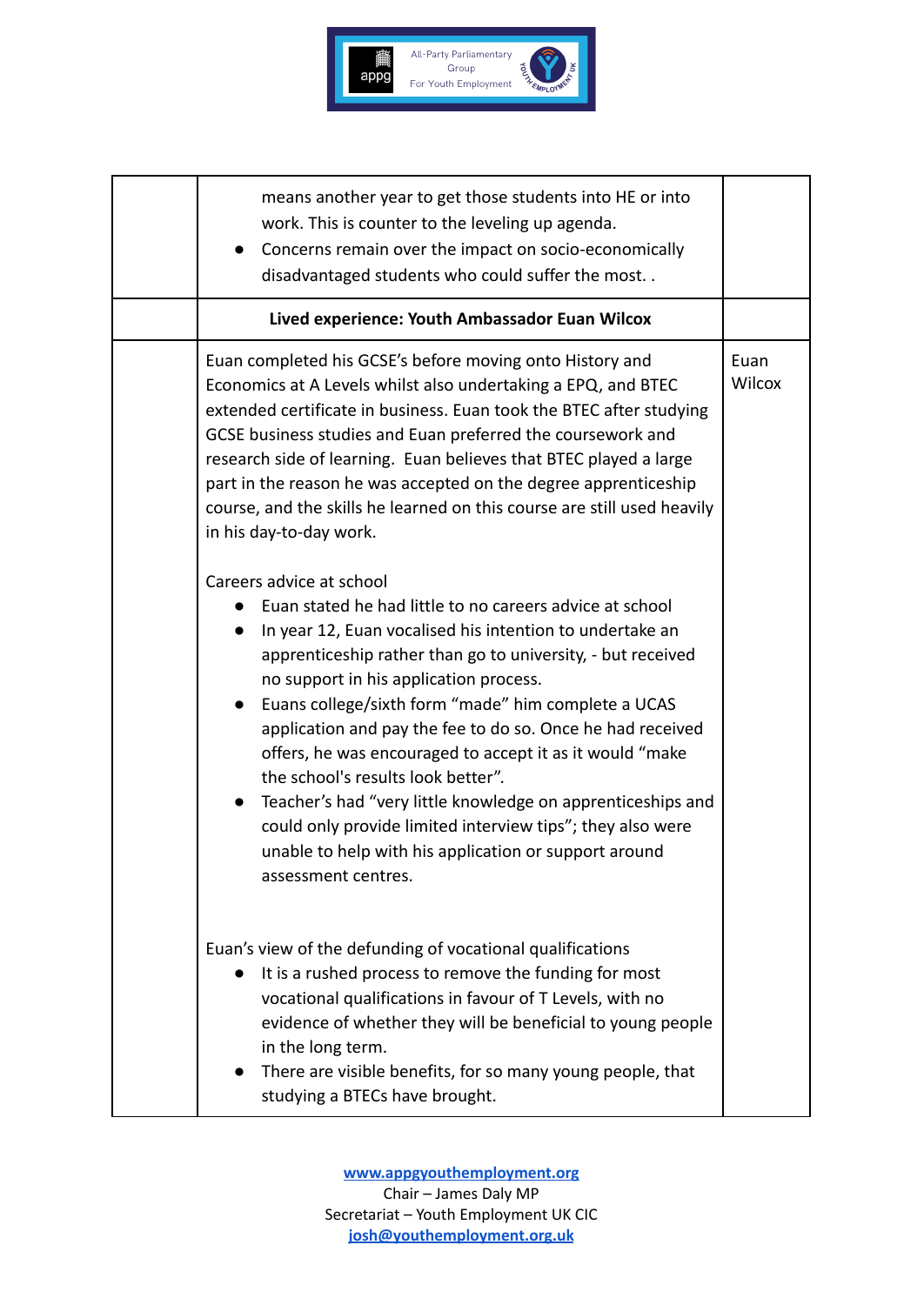| | | |
|---|---|---|
| | means another year to get those students into HE or into work. This is counter to the leveling up agenda.<br>● Concerns remain over the impact on socio-economically disadvantaged students who could suffer the most. . | |
| | **Lived experience: Youth Ambassador Euan Wilcox** | |
| | Euan completed his GCSE's before moving onto History and Economics at A Levels whilst also undertaking a EPQ, and BTEC extended certificate in business. Euan took the BTEC after studying GCSE business studies and Euan preferred the coursework and research side of learning. Euan believes that BTEC played a large part in the reason he was accepted on the degree apprenticeship course, and the skills he learned on this course are still used heavily in his day-to-day work.<br><br>Careers advice at school<br>● Euan stated he had little to no careers advice at school<br>● In year 12, Euan vocalised his intention to undertake an apprenticeship rather than go to university, - but received no support in his application process.<br>● Euans college/sixth form "made" him complete a UCAS application and pay the fee to do so. Once he had received offers, he was encouraged to accept it as it would "make the school's results look better".<br>● Teacher's had "very little knowledge on apprenticeships and could only provide limited interview tips"; they also were unable to help with his application or support around assessment centres.<br><br>Euan's view of the defunding of vocational qualifications<br>● It is a rushed process to remove the funding for most vocational qualifications in favour of T Levels, with no evidence of whether they will be beneficial to young people in the long term.<br>● There are visible benefits, for so many young people, that studying a BTECs have brought. | Euan Wilcox |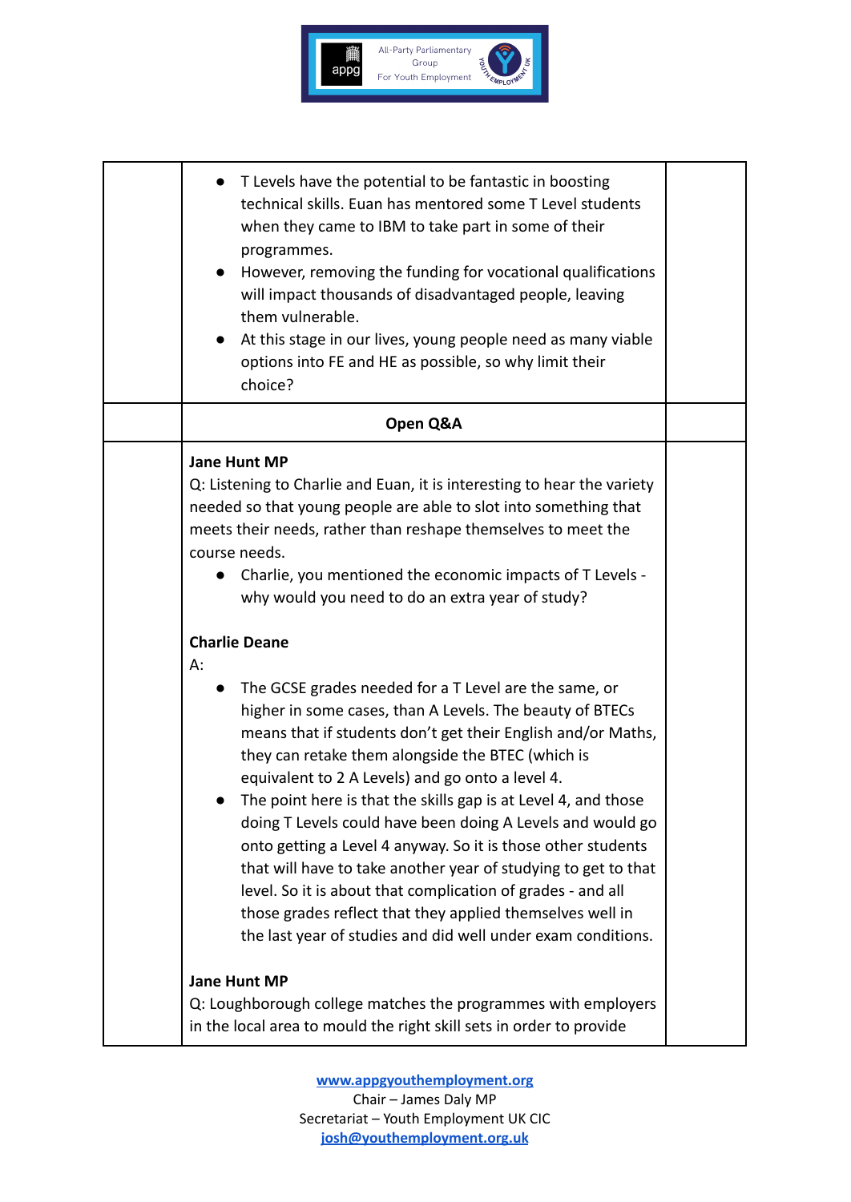- T Levels have the potential to be fantastic in boosting technical skills. Euan has mentored some T Level students when they came to IBM to take part in some of their programmes.
- However, removing the funding for vocational qualifications will impact thousands of disadvantaged people, leaving them vulnerable.
- At this stage in our lives, young people need as many viable options into FE and HE as possible, so why limit their choice?

**Open Q&A**

**Jane Hunt MP**

Q: Listening to Charlie and Euan, it is interesting to hear the variety needed so that young people are able to slot into something that meets their needs, rather than reshape themselves to meet the course needs.

- Charlie, you mentioned the economic impacts of T Levels - why would you need to do an extra year of study?

**Charlie Deane**

A:

- The GCSE grades needed for a T Level are the same, or higher in some cases, than A Levels. The beauty of BTECs means that if students don't get their English and/or Maths, they can retake them alongside the BTEC (which is equivalent to 2 A Levels) and go onto a level 4.
- The point here is that the skills gap is at Level 4, and those doing T Levels could have been doing A Levels and would go onto getting a Level 4 anyway. So it is those other students that will have to take another year of studying to get to that level. So it is about that complication of grades - and all those grades reflect that they applied themselves well in the last year of studies and did well under exam conditions.

**Jane Hunt MP**

Q: Loughborough college matches the programmes with employers in the local area to mould the right skill sets in order to provide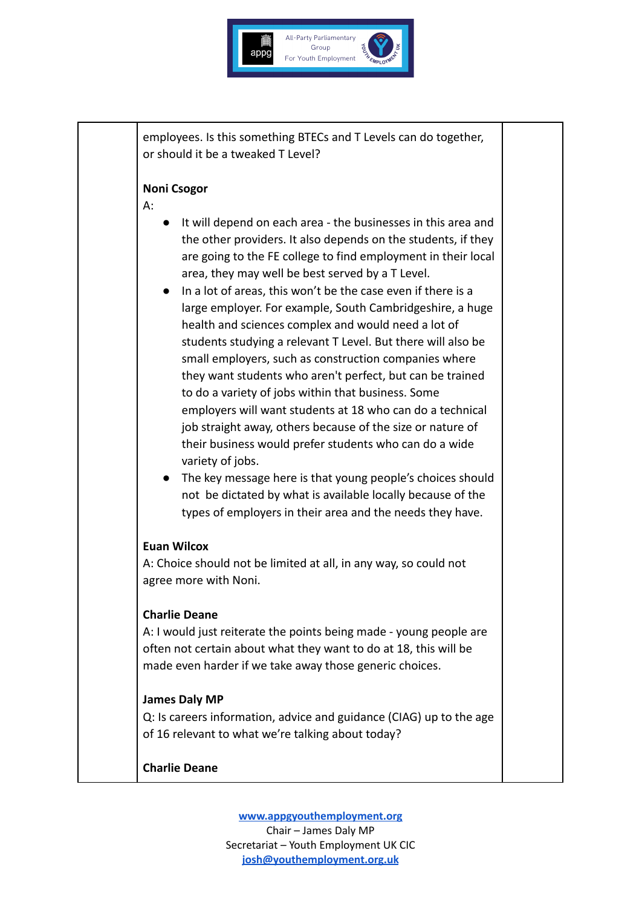employees. Is this something BTECs and T Levels can do together, or should it be a tweaked T Level?

**Noni Csogor**

A:

- It will depend on each area - the businesses in this area and the other providers. It also depends on the students, if they are going to the FE college to find employment in their local area, they may well be best served by a T Level.
- In a lot of areas, this won't be the case even if there is a large employer. For example, South Cambridgeshire, a huge health and sciences complex and would need a lot of students studying a relevant T Level. But there will also be small employers, such as construction companies where they want students who aren't perfect, but can be trained to do a variety of jobs within that business. Some employers will want students at 18 who can do a technical job straight away, others because of the size or nature of their business would prefer students who can do a wide variety of jobs.
- The key message here is that young people's choices should not be dictated by what is available locally because of the types of employers in their area and the needs they have.

**Euan Wilcox**

A: Choice should not be limited at all, in any way, so could not agree more with Noni.

**Charlie Deane**

A: I would just reiterate the points being made - young people are often not certain about what they want to do at 18, this will be made even harder if we take away those generic choices.

**James Daly MP**

Q: Is careers information, advice and guidance (CIAG) up to the age of 16 relevant to what we're talking about today?

**Charlie Deane**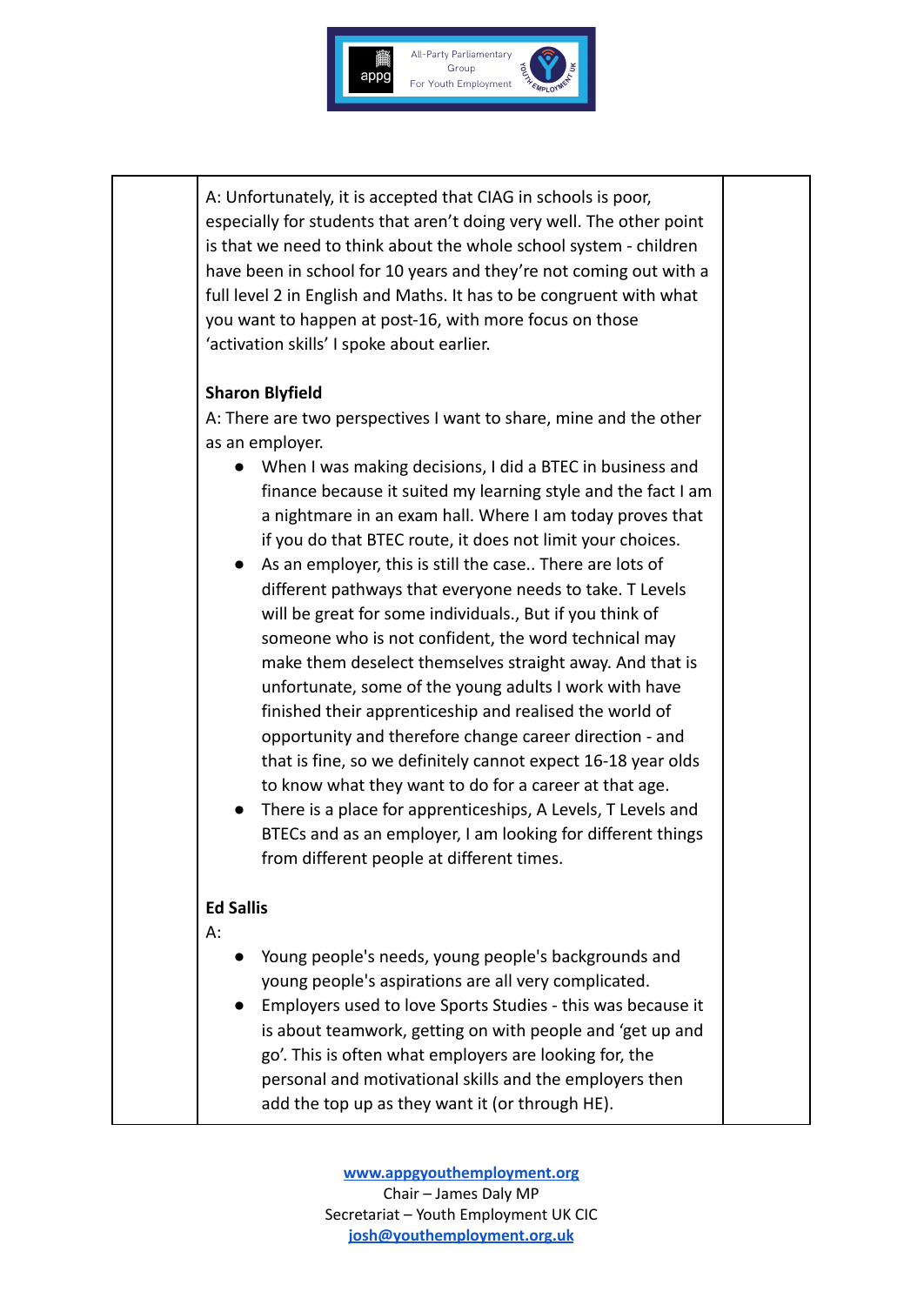A: Unfortunately, it is accepted that CIAG in schools is poor, especially for students that aren't doing very well. The other point is that we need to think about the whole school system - children have been in school for 10 years and they're not coming out with a full level 2 in English and Maths. It has to be congruent with what you want to happen at post-16, with more focus on those 'activation skills' I spoke about earlier.

**Sharon Blyfield**

A: There are two perspectives I want to share, mine and the other as an employer.

- When I was making decisions, I did a BTEC in business and finance because it suited my learning style and the fact I am a nightmare in an exam hall. Where I am today proves that if you do that BTEC route, it does not limit your choices.
- As an employer, this is still the case.. There are lots of different pathways that everyone needs to take. T Levels will be great for some individuals., But if you think of someone who is not confident, the word technical may make them deselect themselves straight away. And that is unfortunate, some of the young adults I work with have finished their apprenticeship and realised the world of opportunity and therefore change career direction - and that is fine, so we definitely cannot expect 16-18 year olds to know what they want to do for a career at that age.
- There is a place for apprenticeships, A Levels, T Levels and BTECs and as an employer, I am looking for different things from different people at different times.

**Ed Sallis**

A:

- Young people's needs, young people's backgrounds and young people's aspirations are all very complicated.
- Employers used to love Sports Studies - this was because it is about teamwork, getting on with people and 'get up and go'. This is often what employers are looking for, the personal and motivational skills and the employers then add the top up as they want it (or through HE).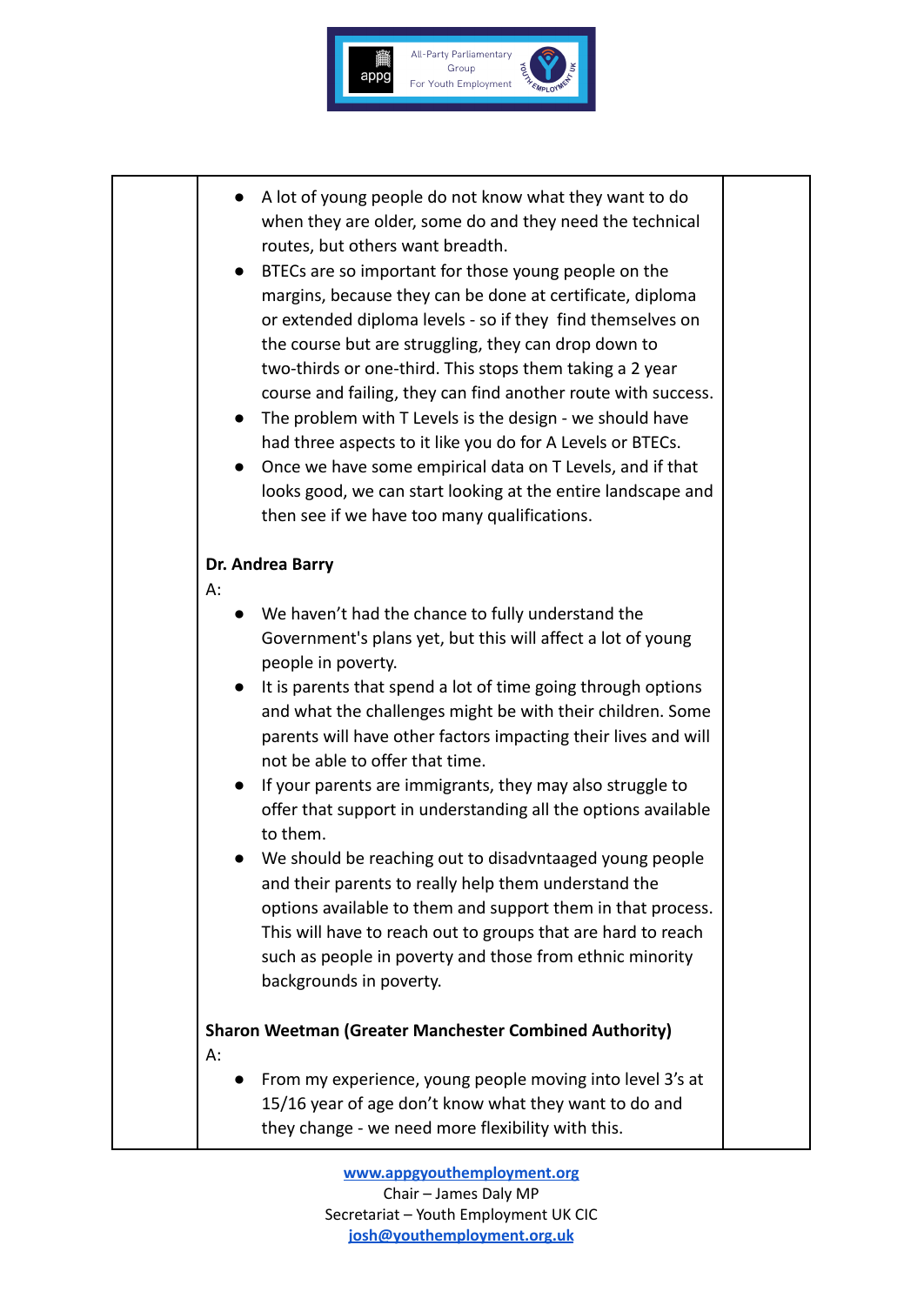- A lot of young people do not know what they want to do when they are older, some do and they need the technical routes, but others want breadth.
- BTECs are so important for those young people on the margins, because they can be done at certificate, diploma or extended diploma levels - so if they find themselves on the course but are struggling, they can drop down to two-thirds or one-third. This stops them taking a 2 year course and failing, they can find another route with success.
- The problem with T Levels is the design - we should have had three aspects to it like you do for A Levels or BTECs.
- Once we have some empirical data on T Levels, and if that looks good, we can start looking at the entire landscape and then see if we have too many qualifications.

**Dr. Andrea Barry**

A:

- We haven't had the chance to fully understand the Government's plans yet, but this will affect a lot of young people in poverty.
- It is parents that spend a lot of time going through options and what the challenges might be with their children. Some parents will have other factors impacting their lives and will not be able to offer that time.
- If your parents are immigrants, they may also struggle to offer that support in understanding all the options available to them.
- We should be reaching out to disadvntaaged young people and their parents to really help them understand the options available to them and support them in that process. This will have to reach out to groups that are hard to reach such as people in poverty and those from ethnic minority backgrounds in poverty.

**Sharon Weetman (Greater Manchester Combined Authority)**

A:

- From my experience, young people moving into level 3's at 15/16 year of age don't know what they want to do and they change - we need more flexibility with this.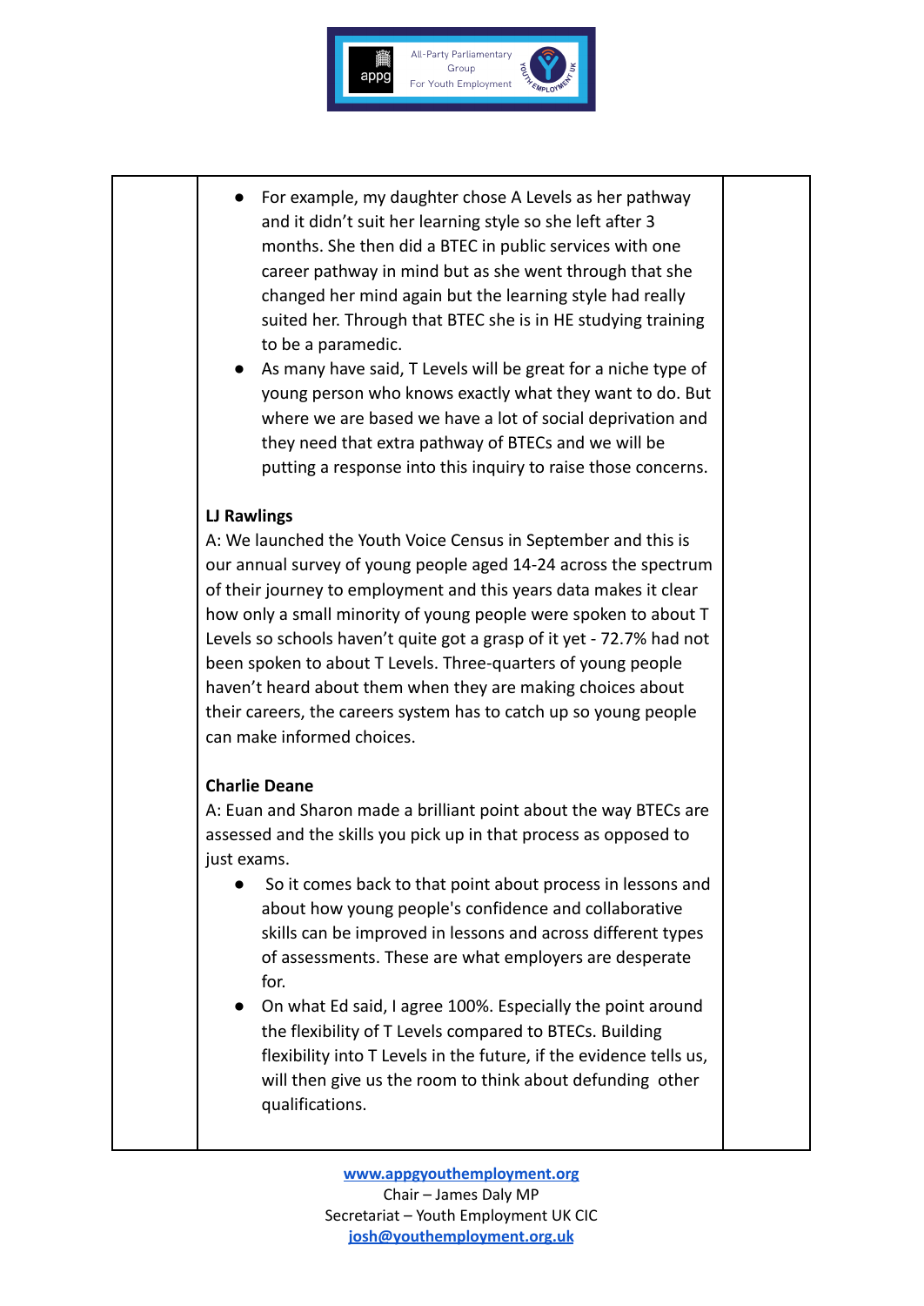- For example, my daughter chose A Levels as her pathway and it didn't suit her learning style so she left after 3 months. She then did a BTEC in public services with one career pathway in mind but as she went through that she changed her mind again but the learning style had really suited her. Through that BTEC she is in HE studying training to be a paramedic.
- As many have said, T Levels will be great for a niche type of young person who knows exactly what they want to do. But where we are based we have a lot of social deprivation and they need that extra pathway of BTECs and we will be putting a response into this inquiry to raise those concerns.

**LJ Rawlings**

A: We launched the Youth Voice Census in September and this is our annual survey of young people aged 14-24 across the spectrum of their journey to employment and this years data makes it clear how only a small minority of young people were spoken to about T Levels so schools haven't quite got a grasp of it yet - 72.7% had not been spoken to about T Levels. Three-quarters of young people haven't heard about them when they are making choices about their careers, the careers system has to catch up so young people can make informed choices.

**Charlie Deane**

A: Euan and Sharon made a brilliant point about the way BTECs are assessed and the skills you pick up in that process as opposed to just exams.

- So it comes back to that point about process in lessons and about how young people's confidence and collaborative skills can be improved in lessons and across different types of assessments. These are what employers are desperate for.
- On what Ed said, I agree 100%. Especially the point around the flexibility of T Levels compared to BTECs. Building flexibility into T Levels in the future, if the evidence tells us, will then give us the room to think about defunding other qualifications.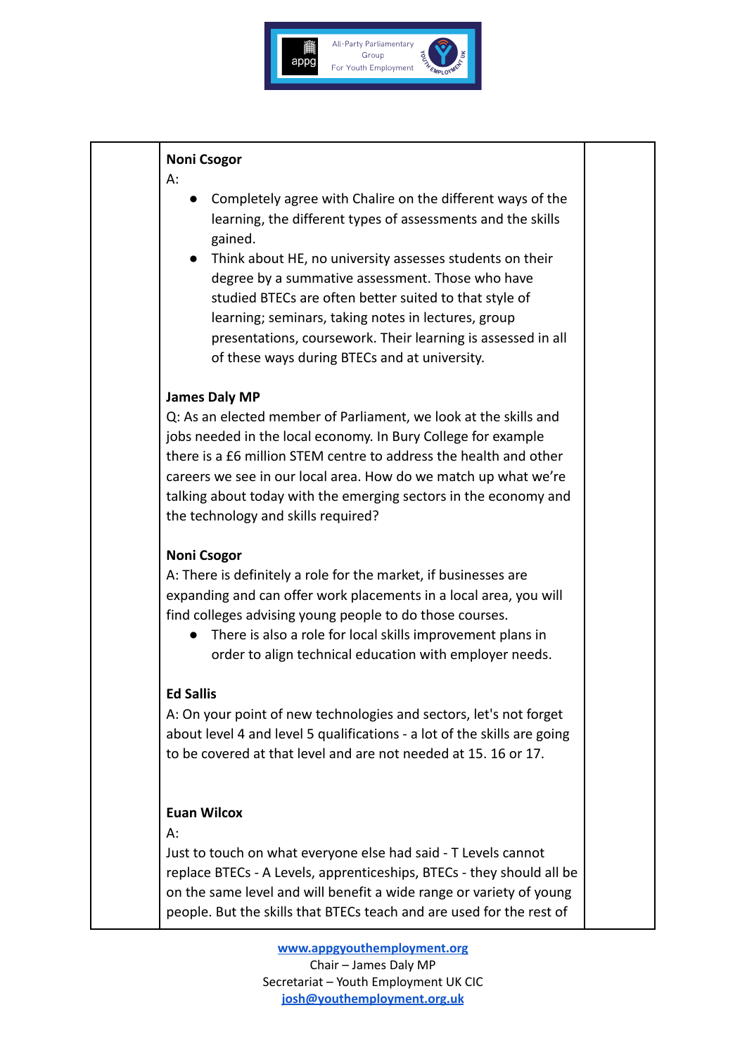**Noni Csogor**

A:

- Completely agree with Chalire on the different ways of the learning, the different types of assessments and the skills gained.
- Think about HE, no university assesses students on their degree by a summative assessment. Those who have studied BTECs are often better suited to that style of learning; seminars, taking notes in lectures, group presentations, coursework. Their learning is assessed in all of these ways during BTECs and at university.

**James Daly MP**

Q: As an elected member of Parliament, we look at the skills and jobs needed in the local economy. In Bury College for example there is a £6 million STEM centre to address the health and other careers we see in our local area. How do we match up what we're talking about today with the emerging sectors in the economy and the technology and skills required?

**Noni Csogor**

A: There is definitely a role for the market, if businesses are expanding and can offer work placements in a local area, you will find colleges advising young people to do those courses.

- There is also a role for local skills improvement plans in order to align technical education with employer needs.

**Ed Sallis**

A: On your point of new technologies and sectors, let's not forget about level 4 and level 5 qualifications - a lot of the skills are going to be covered at that level and are not needed at 15. 16 or 17.

**Euan Wilcox**

A:

Just to touch on what everyone else had said - T Levels cannot replace BTECs - A Levels, apprenticeships, BTECs - they should all be on the same level and will benefit a wide range or variety of young people. But the skills that BTECs teach and are used for the rest of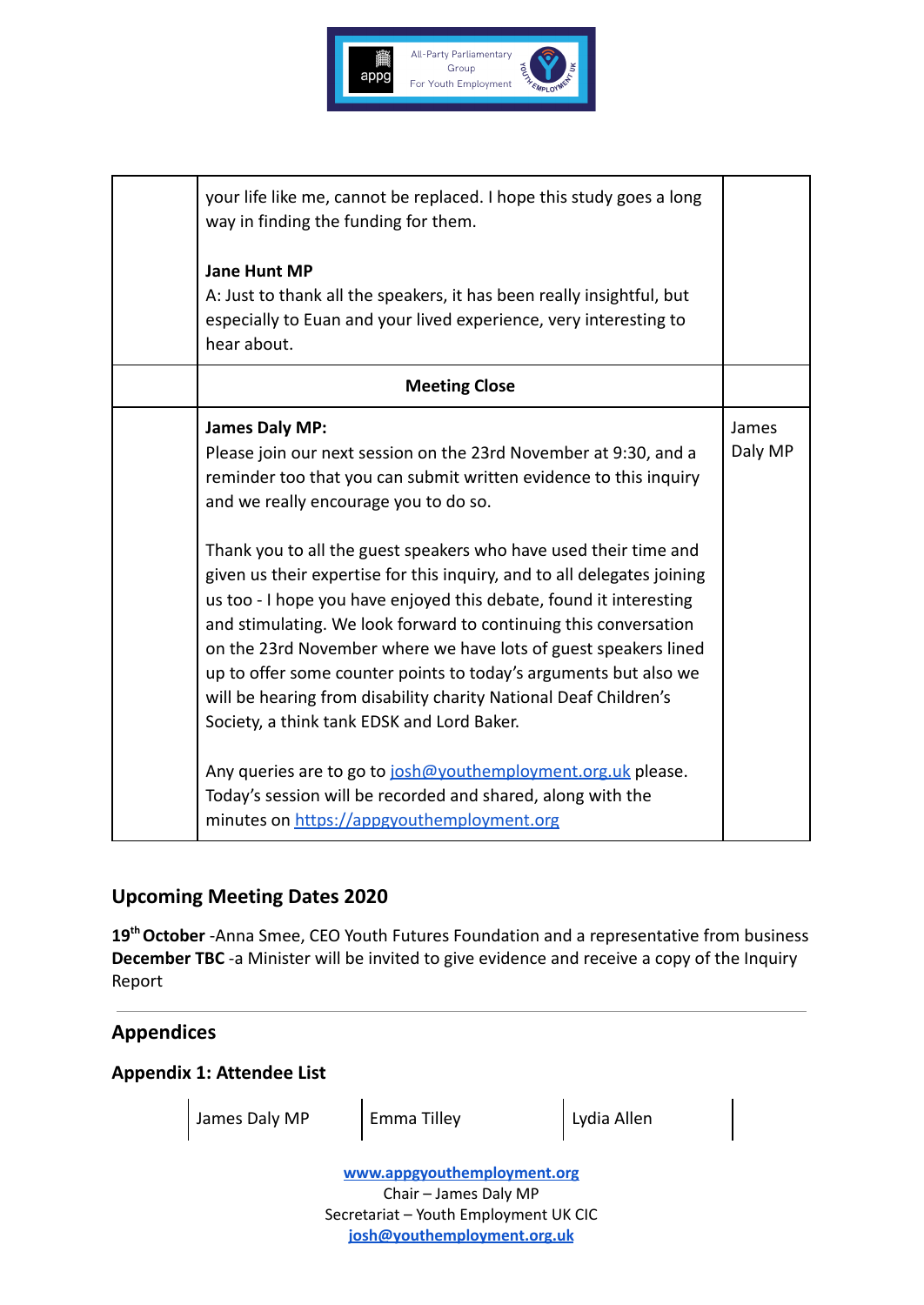| | | |
|---|---|---|
| | your life like me, cannot be replaced. I hope this study goes a long way in finding the funding for them.<br><br>**Jane Hunt MP**<br>A: Just to thank all the speakers, it has been really insightful, but especially to Euan and your lived experience, very interesting to hear about. | |
| | **Meeting Close** | |
| | **James Daly MP:**<br>Please join our next session on the 23rd November at 9:30, and a reminder too that you can submit written evidence to this inquiry and we really encourage you to do so.<br><br>Thank you to all the guest speakers who have used their time and given us their expertise for this inquiry, and to all delegates joining us too - I hope you have enjoyed this debate, found it interesting and stimulating. We look forward to continuing this conversation on the 23rd November where we have lots of guest speakers lined up to offer some counter points to today's arguments but also we will be hearing from disability charity National Deaf Children's Society, a think tank EDSK and Lord Baker.<br><br>Any queries are to go to josh@youthemployment.org.uk please. Today's session will be recorded and shared, along with the minutes on https://appgyouthemployment.org | James Daly MP |

## Upcoming Meeting Dates 2020

**19th October** -Anna Smee, CEO Youth Futures Foundation and a representative from business
**December TBC** -a Minister will be invited to give evidence and receive a copy of the Inquiry Report

---

## Appendices

### Appendix 1: Attendee List

| | | |
|---|---|---|
| James Daly MP | Emma Tilley | Lydia Allen |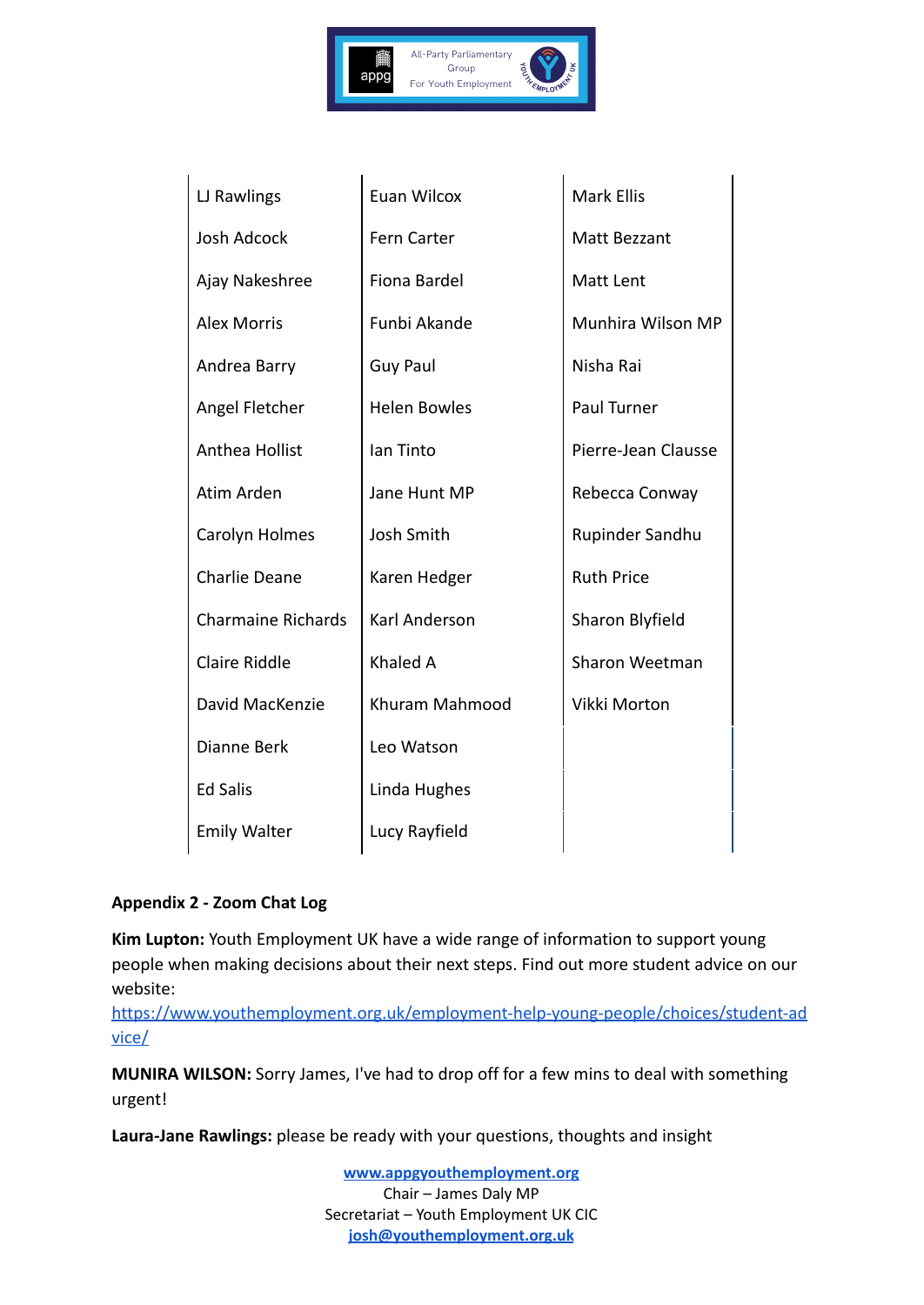| LJ Rawlings | Euan Wilcox | Mark Ellis |
|---|---|---|
| Josh Adcock | Fern Carter | Matt Bezzant |
| Ajay Nakeshree | Fiona Bardel | Matt Lent |
| Alex Morris | Funbi Akande | Munhira Wilson MP |
| Andrea Barry | Guy Paul | Nisha Rai |
| Angel Fletcher | Helen Bowles | Paul Turner |
| Anthea Hollist | Ian Tinto | Pierre-Jean Clausse |
| Atim Arden | Jane Hunt MP | Rebecca Conway |
| Carolyn Holmes | Josh Smith | Rupinder Sandhu |
| Charlie Deane | Karen Hedger | Ruth Price |
| Charmaine Richards | Karl Anderson | Sharon Blyfield |
| Claire Riddle | Khaled A | Sharon Weetman |
| David MacKenzie | Khuram Mahmood | Vikki Morton |
| Dianne Berk | Leo Watson | |
| Ed Salis | Linda Hughes | |
| Emily Walter | Lucy Rayfield | |

**Appendix 2 - Zoom Chat Log**

**Kim Lupton:** Youth Employment UK have a wide range of information to support young people when making decisions about their next steps. Find out more student advice on our website: https://www.youthemployment.org.uk/employment-help-young-people/choices/student-advice/

**MUNIRA WILSON:** Sorry James, I've had to drop off for a few mins to deal with something urgent!

**Laura-Jane Rawlings:** please be ready with your questions, thoughts and insight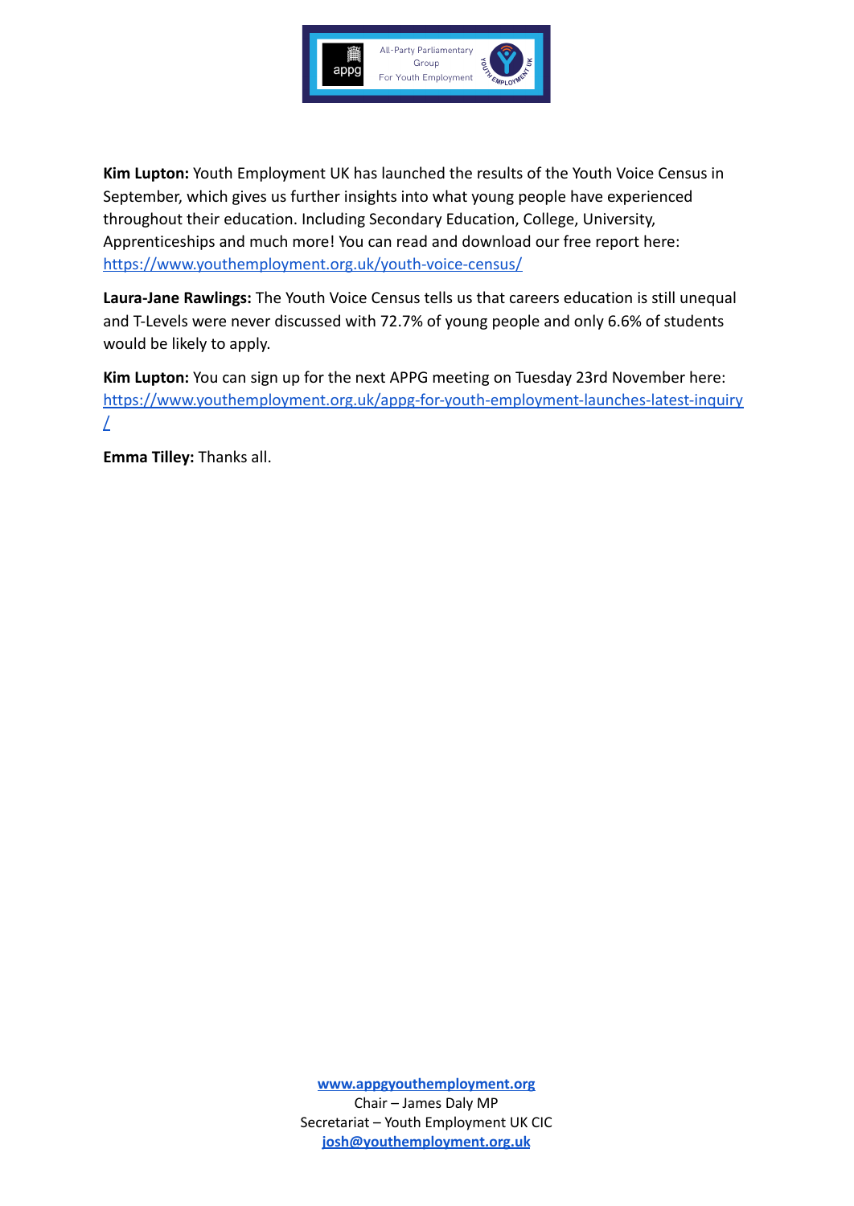**Kim Lupton:** Youth Employment UK has launched the results of the Youth Voice Census in September, which gives us further insights into what young people have experienced throughout their education. Including Secondary Education, College, University, Apprenticeships and much more! You can read and download our free report here: https://www.youthemployment.org.uk/youth-voice-census/

**Laura-Jane Rawlings:** The Youth Voice Census tells us that careers education is still unequal and T-Levels were never discussed with 72.7% of young people and only 6.6% of students would be likely to apply.

**Kim Lupton:** You can sign up for the next APPG meeting on Tuesday 23rd November here: https://www.youthemployment.org.uk/appg-for-youth-employment-launches-latest-inquiry/

**Emma Tilley:** Thanks all.